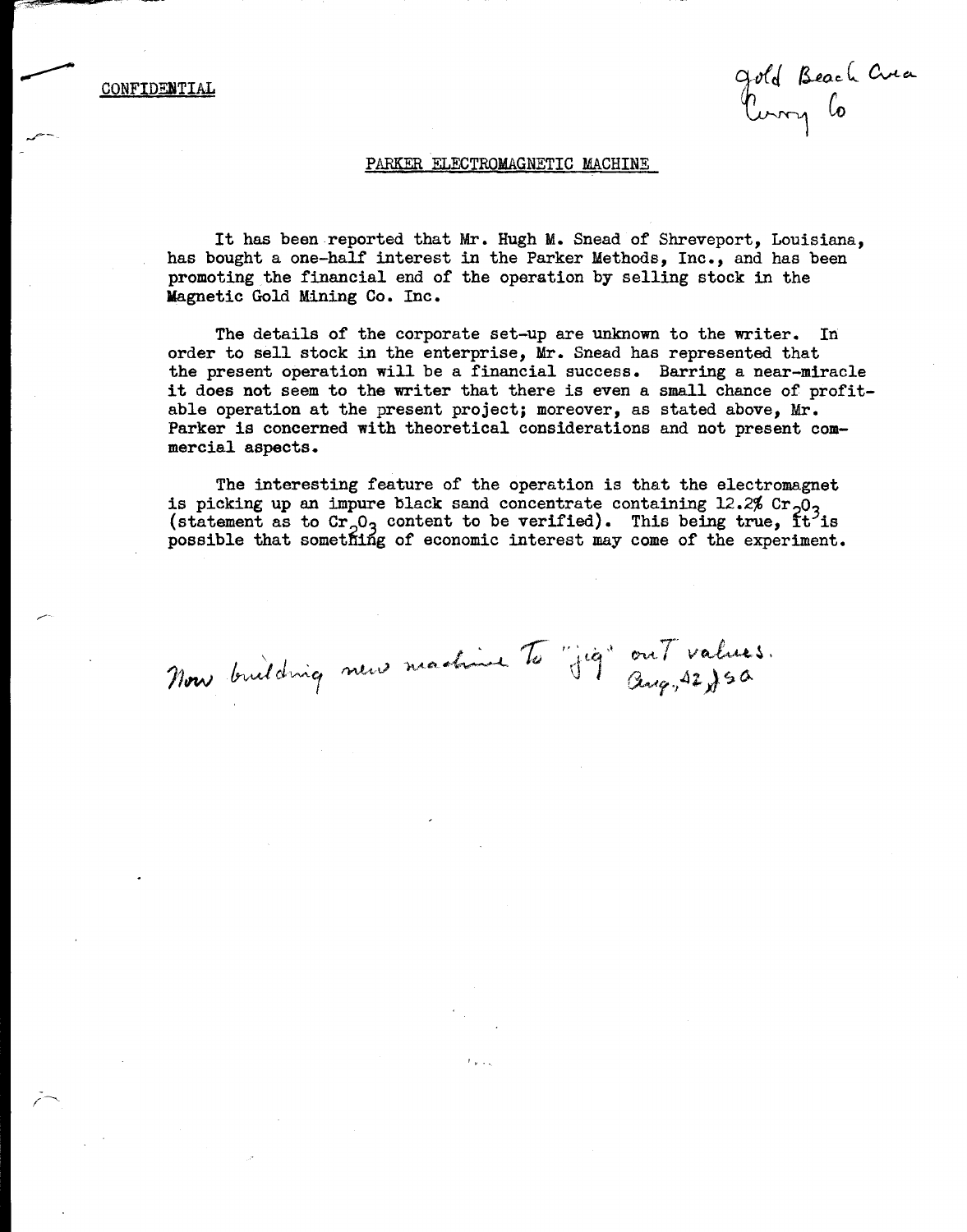CONFIDENTIAL

Gold Beach Area
Curry Co

## PARKER ELECTROMAGNETIC MACHINE

It has been reported that Mr. Hugh M. Snead of Shreveport, Louisiana, has bought a one-half interest in the Parker Methods, Inc., and has been promoting the financial end of the operation by selling stock in the Magnetic Gold Mining Co. Inc.

The details of the corporate set-up are unknown to the writer. In order to sell stock in the enterprise, Mr. Snead has represented that the present operation will be a financial success. Barring a near-miracle it does not seem to the writer that there is even a small chance of profitable operation at the present project; moreover, as stated above, Mr. Parker is concerned with theoretical considerations and not present commercial aspects.

The interesting feature of the operation is that the electromagnet is picking up an impure black sand concentrate containing 12.2% $Cr_2O_3$ (statement as to $Cr_2O_3$ content to be verified). This being true, it is possible that something of economic interest may come of the experiment.

Now building new machine to "jig" out values.
Aug., 42, JSA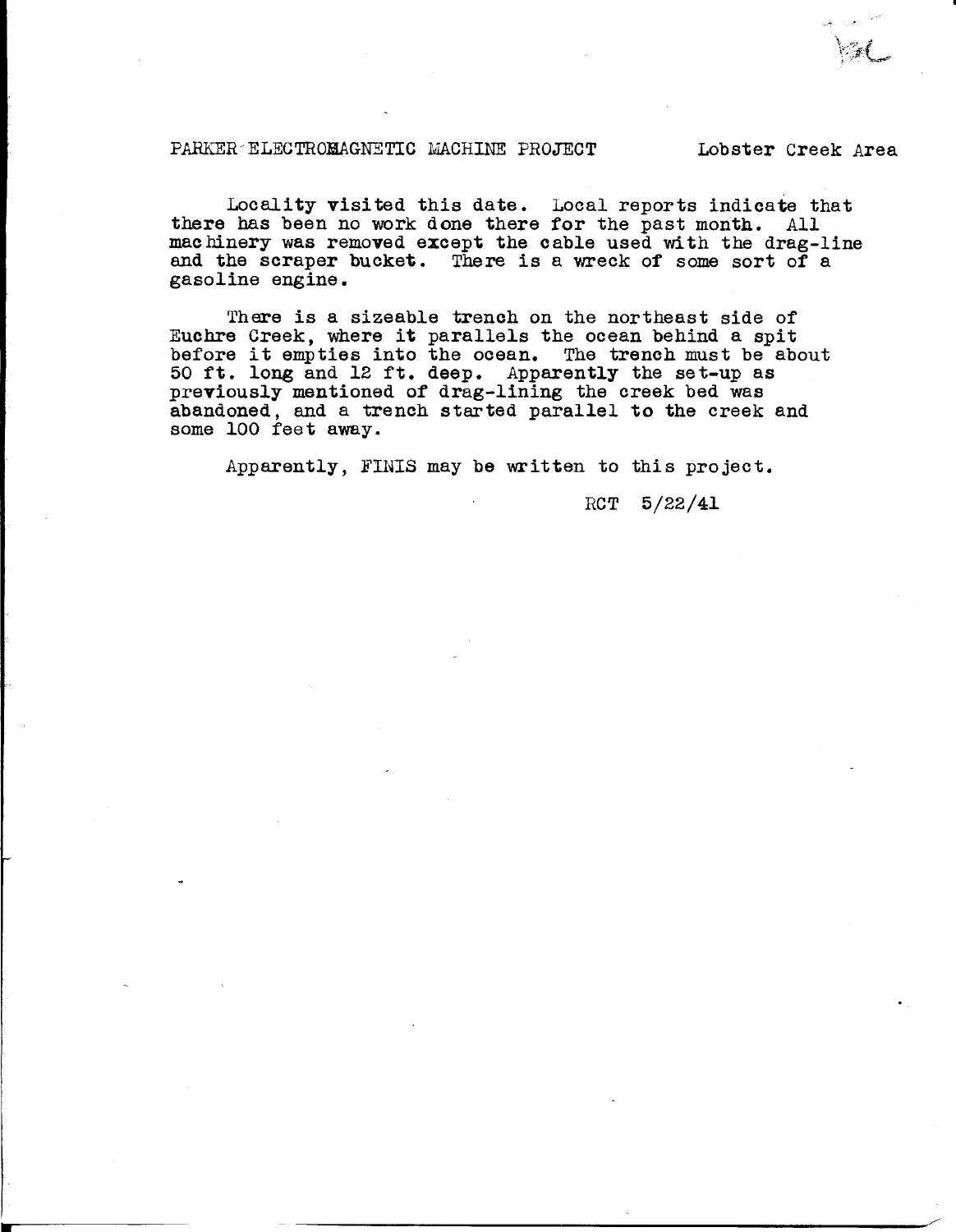PARKER ELECTROMAGNETIC MACHINE PROJECT          Lobster Creek Area

Locality visited this date. Local reports indicate that there has been no work done there for the past month. All machinery was removed except the cable used with the drag-line and the scraper bucket. There is a wreck of some sort of a gasoline engine.

There is a sizeable trench on the northeast side of Euchre Creek, where it parallels the ocean behind a spit before it empties into the ocean. The trench must be about 50 ft. long and 12 ft. deep. Apparently the set-up as previously mentioned of drag-lining the creek bed was abandoned, and a trench started parallel to the creek and some 100 feet away.

Apparently, FINIS may be written to this project.

RCT 5/22/41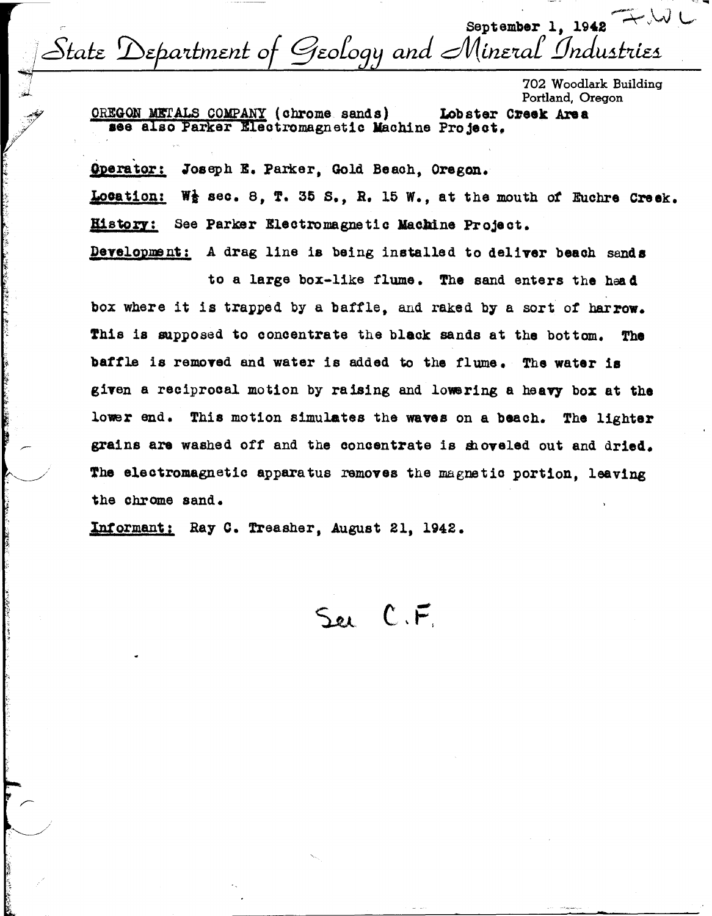September 1, 1942 FWL

# State Department of Geology and Mineral Industries

702 Woodlark Building
Portland, Oregon

OREGON METALS COMPANY (chrome sands) Lobster Creek Area
see also Parker Electromagnetic Machine Project.

**Operator:** Joseph E. Parker, Gold Beach, Oregon.

**Location:** W½ sec. 8, T. 35 S., R. 15 W., at the mouth of Euchre Creek.

**History:** See Parker Electromagnetic Machine Project.

**Development:** A drag line is being installed to deliver beach sands to a large box-like flume. The sand enters the head box where it is trapped by a baffle, and raked by a sort of harrow. This is supposed to concentrate the black sands at the bottom. The baffle is removed and water is added to the flume. The water is given a reciprocal motion by raising and lowering a heavy box at the lower end. This motion simulates the waves on a beach. The lighter grains are washed off and the concentrate is shoveled out and dried. The electromagnetic apparatus removes the magnetic portion, leaving the chrome sand.

**Informant:** Ray C. Treasher, August 21, 1942.

See C.F.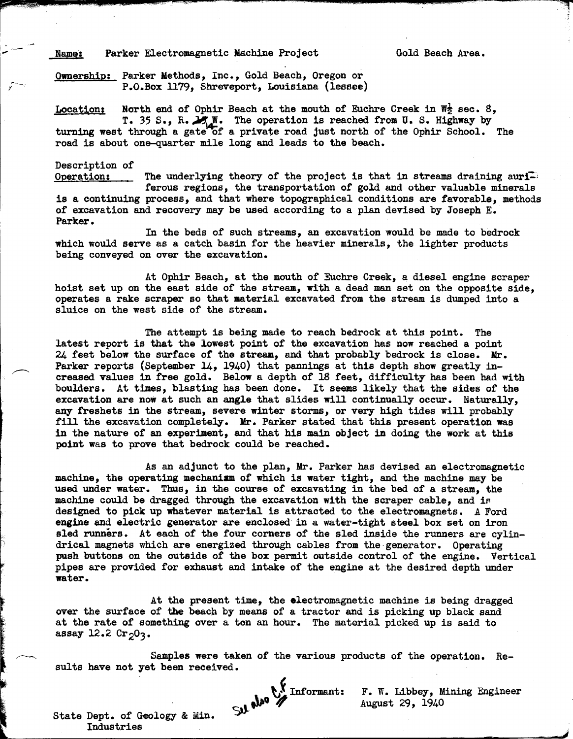**Name:** Parker Electromagnetic Machine Project Gold Beach Area.

**Ownership:** Parker Methods, Inc., Gold Beach, Oregon or P.O.Box 1179, Shreveport, Louisiana (lessee)

**Location:** North end of Ophir Beach at the mouth of Euchre Creek in W½ sec. 8, T. 35 S., R. 14 W. The operation is reached from U. S. Highway by turning west through a gate of a private road just north of the Ophir School. The road is about one-quarter mile long and leads to the beach.

**Description of Operation:** The underlying theory of the project is that in streams draining auriferous regions, the transportation of gold and other valuable minerals is a continuing process, and that where topographical conditions are favorable, methods of excavation and recovery may be used according to a plan devised by Joseph E. Parker.

In the beds of such streams, an excavation would be made to bedrock which would serve as a catch basin for the heavier minerals, the lighter products being conveyed on over the excavation.

At Ophir Beach, at the mouth of Euchre Creek, a diesel engine scraper hoist set up on the east side of the stream, with a dead man set on the opposite side, operates a rake scraper so that material excavated from the stream is dumped into a sluice on the west side of the stream.

The attempt is being made to reach bedrock at this point. The latest report is that the lowest point of the excavation has now reached a point 24 feet below the surface of the stream, and that probably bedrock is close. Mr. Parker reports (September 14, 1940) that pannings at this depth show greatly increased values in free gold. Below a depth of 18 feet, difficulty has been had with boulders. At times, blasting has been done. It seems likely that the sides of the excavation are now at such an angle that slides will continually occur. Naturally, any freshets in the stream, severe winter storms, or very high tides will probably fill the excavation completely. Mr. Parker stated that this present operation was in the nature of an experiment, and that his main object in doing the work at this point was to prove that bedrock could be reached.

As an adjunct to the plan, Mr. Parker has devised an electromagnetic machine, the operating mechanism of which is water tight, and the machine may be used under water. Thus, in the course of excavating in the bed of a stream, the machine could be dragged through the excavation with the scraper cable, and is designed to pick up whatever material is attracted to the electromagnets. A Ford engine and electric generator are enclosed in a water-tight steel box set on iron sled runners. At each of the four corners of the sled inside the runners are cylindrical magnets which are energized through cables from the generator. Operating push buttons on the outside of the box permit outside control of the engine. Vertical pipes are provided for exhaust and intake of the engine at the desired depth under water.

At the present time, the electromagnetic machine is being dragged over the surface of the beach by means of a tractor and is picking up black sand at the rate of something over a ton an hour. The material picked up is said to assay 12.2 $Cr_2O_3$.

Samples were taken of the various products of the operation. Results have not yet been received.

See also C.F.

Informant: F. W. Libbey, Mining Engineer
August 29, 1940

State Dept. of Geology & Min. Industries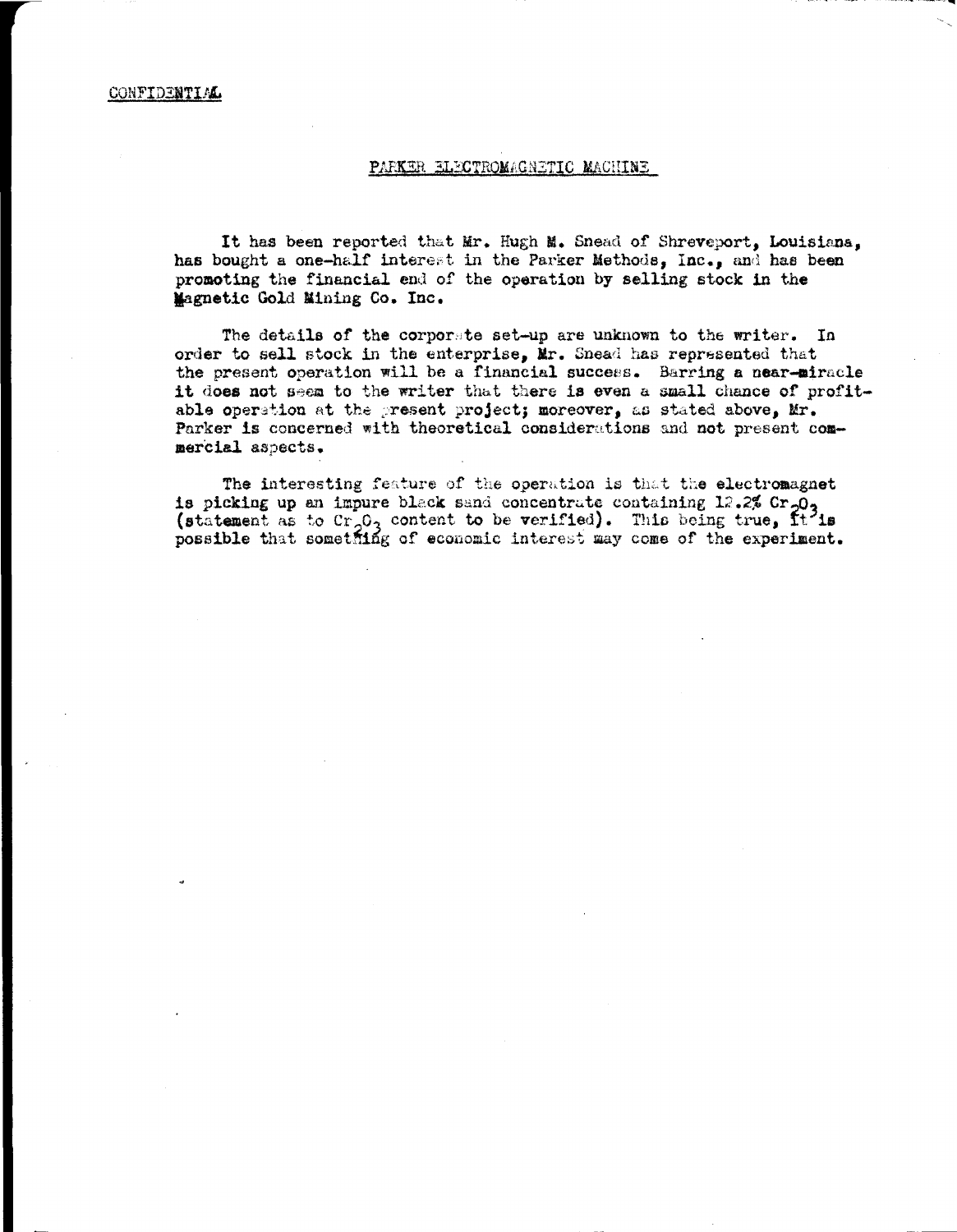CONFIDENTIAL

## PARKER ELECTROMAGNETIC MACHINE

It has been reported that Mr. Hugh M. Snead of Shreveport, Louisiana, has bought a one-half interest in the Parker Methods, Inc., and has been promoting the financial end of the operation by selling stock in the Magnetic Gold Mining Co. Inc.

The details of the corporate set-up are unknown to the writer. In order to sell stock in the enterprise, Mr. Snead has represented that the present operation will be a financial success. Barring a near-miracle it does not seem to the writer that there is even a small chance of profitable operation at the present project; moreover, as stated above, Mr. Parker is concerned with theoretical considerations and not present commercial aspects.

The interesting feature of the operation is that the electromagnet is picking up an impure black sand concentrate containing 12.2% $Cr_2O_3$ (statement as to $Cr_2O_3$ content to be verified). This being true, it is possible that something of economic interest may come of the experiment.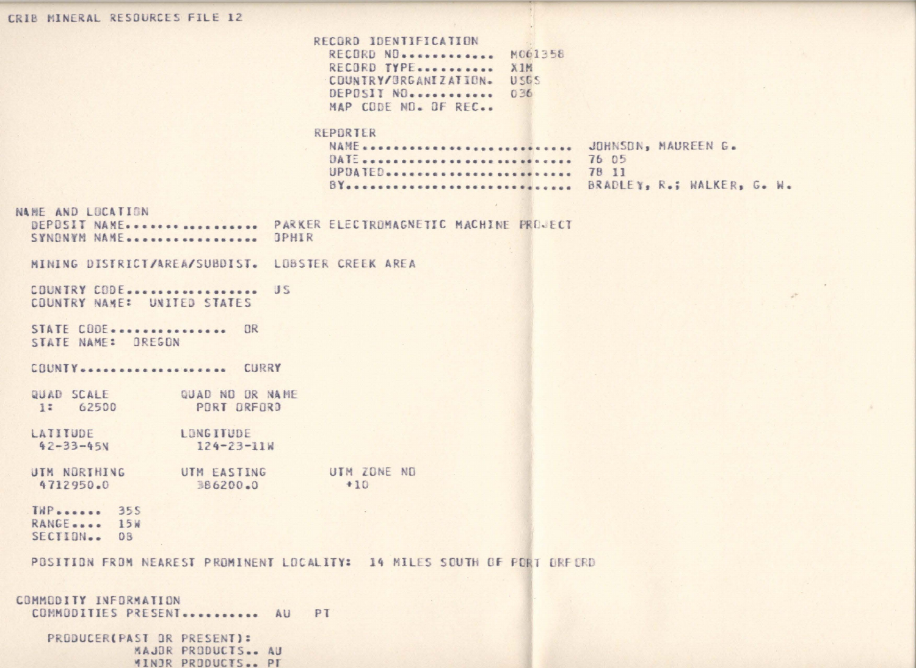CRIB MINERAL RESOURCES FILE 12

RECORD IDENTIFICATION
- RECORD NO............ M061358
- RECORD TYPE.......... XIM
- COUNTRY/ORGANIZATION. USGS
- DEPOSIT NO........... 036
- MAP CODE NO. OF REC..

REPORTER
- NAME......................... JOHNSON, MAUREEN G.
- DATE......................... 76 05
- UPDATED...................... 78 11
- BY........................... BRADLEY, R.; WALKER, G. W.

NAME AND LOCATION
- DEPOSIT NAME.................. PARKER ELECTROMAGNETIC MACHINE PROJECT
- SYNONYM NAME.................. OPHIR

- MINING DISTRICT/AREA/SUBDIST. LOBSTER CREEK AREA

- COUNTRY CODE.................. US
- COUNTRY NAME: UNITED STATES

- STATE CODE............... OR
- STATE NAME: OREGON

- COUNTY................... CURRY

| QUAD SCALE | QUAD NO OR NAME | |
|---|---|---|
| 1: 62500 | PORT ORFORD | |
| **LATITUDE** | **LONGITUDE** | |
| 42-33-45N | 124-23-11W | |
| **UTM NORTHING** | **UTM EASTING** | **UTM ZONE NO** |
| 4712950.0 | 386200.0 | +10 |

- TWP...... 35S
- RANGE.... 15W
- SECTION.. 08

POSITION FROM NEAREST PROMINENT LOCALITY: 14 MILES SOUTH OF PORT ORFORD

COMMODITY INFORMATION
- COMMODITIES PRESENT.......... AU PT

PRODUCER(PAST OR PRESENT):
- MAJOR PRODUCTS.. AU
- MINOR PRODUCTS.. PT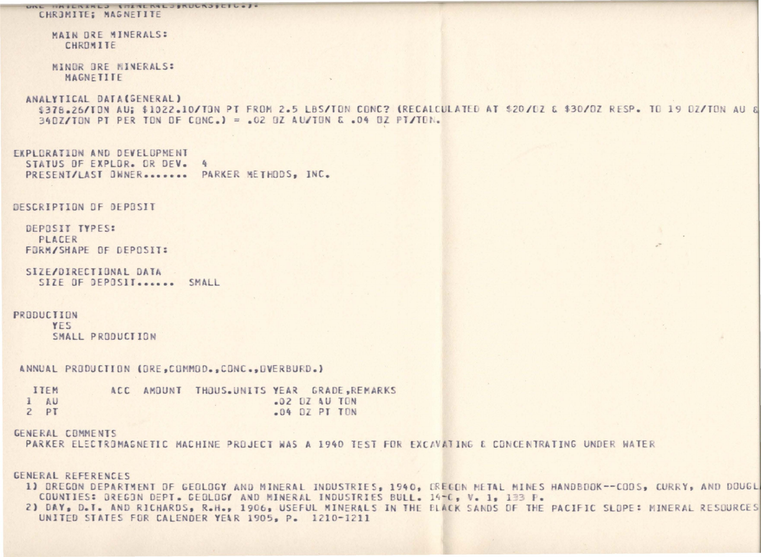ORE MATERIALS (MINERALS,ROCKS,ETC.):
CHROMITE; MAGNETITE

MAIN ORE MINERALS:
CHROMITE

MINOR ORE MINERALS:
MAGNETITE

ANALYTICAL DATA(GENERAL)
$378.26/TON AU; $1022.10/TON PT FROM 2.5 LBS/TON CONC? (RECALCULATED AT $20/OZ & $30/OZ RESP. TO 19 OZ/TON AU & 34OZ/TON PT PER TON OF CONC.) = .02 OZ AU/TON & .04 OZ PT/TON.

EXPLORATION AND DEVELOPMENT
STATUS OF EXPLOR. OR DEV. 4
PRESENT/LAST OWNER....... PARKER METHODS, INC.

DESCRIPTION OF DEPOSIT

DEPOSIT TYPES:
PLACER
FORM/SHAPE OF DEPOSIT:

SIZE/DIRECTIONAL DATA
SIZE OF DEPOSIT...... SMALL

PRODUCTION
YES
SMALL PRODUCTION

ANNUAL PRODUCTION (ORE,COMMOD.,CONC.,OVERBURD.)

| ITEM | ACC | AMOUNT | THOUS.UNITS | YEAR | GRADE,REMARKS |
|---|---|---|---|---|---|
| 1 AU | | | | | .02 OZ AU TON |
| 2 PT | | | | | .04 OZ PT TON |

GENERAL COMMENTS
PARKER ELECTROMAGNETIC MACHINE PROJECT WAS A 1940 TEST FOR EXCAVATING & CONCENTRATING UNDER WATER

GENERAL REFERENCES
1) OREGON DEPARTMENT OF GEOLOGY AND MINERAL INDUSTRIES, 1940, OREGON METAL MINES HANDBOOK--COOS, CURRY, AND DOUGL COUNTIES: OREGON DEPT. GEOLOGY AND MINERAL INDUSTRIES BULL. 14-C, V. 1, 133 P.
2) DAY, D.T. AND RICHARDS, R.H., 1906, USEFUL MINERALS IN THE BLACK SANDS OF THE PACIFIC SLOPE: MINERAL RESOURCES UNITED STATES FOR CALENDER YEAR 1905, P. 1210-1211